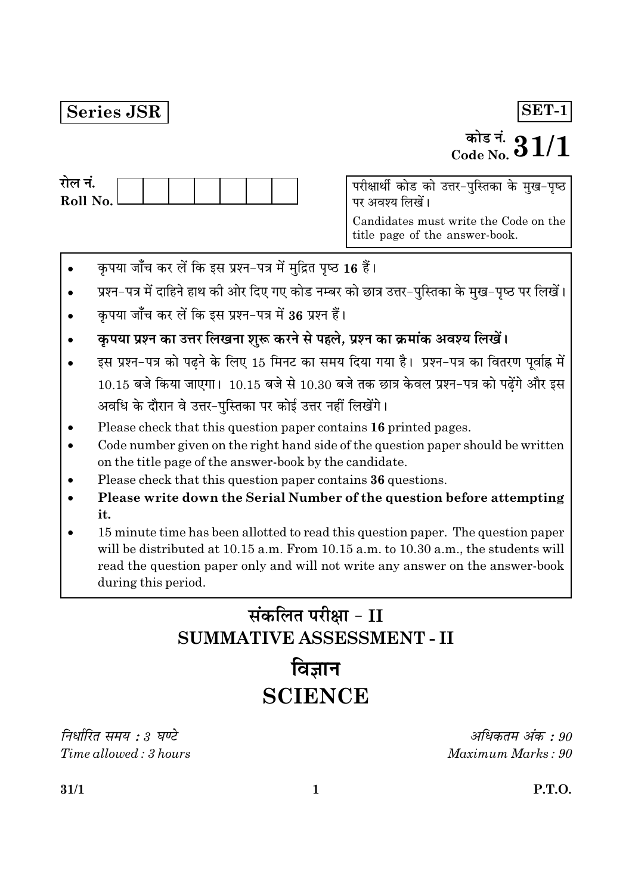**Series JSR**

**SET-1**

कोड नं.
Code No. **31/1**

रोल नं.
Roll No. | | | | | | | |

परीक्षार्थी कोड को उत्तर-पुस्तिका के मुख-पृष्ठ पर अवश्य लिखें।

Candidates must write the Code on the title page of the answer-book.

- कृपया जाँच कर लें कि इस प्रश्न-पत्र में मुद्रित पृष्ठ **16** हैं।
- प्रश्न-पत्र में दाहिने हाथ की ओर दिए गए कोड नम्बर को छात्र उत्तर-पुस्तिका के मुख-पृष्ठ पर लिखें।
- कृपया जाँच कर लें कि इस प्रश्न-पत्र में **36** प्रश्न हैं।
- **कृपया प्रश्न का उत्तर लिखना शुरू करने से पहले, प्रश्न का क्रमांक अवश्य लिखें।**
- इस प्रश्न-पत्र को पढ़ने के लिए 15 मिनट का समय दिया गया है। प्रश्न-पत्र का वितरण पूर्वाह्न में 10.15 बजे किया जाएगा। 10.15 बजे से 10.30 बजे तक छात्र केवल प्रश्न-पत्र को पढ़ेंगे और इस अवधि के दौरान वे उत्तर-पुस्तिका पर कोई उत्तर नहीं लिखेंगे।
- Please check that this question paper contains **16** printed pages.
- Code number given on the right hand side of the question paper should be written on the title page of the answer-book by the candidate.
- Please check that this question paper contains **36** questions.
- **Please write down the Serial Number of the question before attempting it.**
- 15 minute time has been allotted to read this question paper. The question paper will be distributed at 10.15 a.m. From 10.15 a.m. to 10.30 a.m., the students will read the question paper only and will not write any answer on the answer-book during this period.

# संकलित परीक्षा - II
# SUMMATIVE ASSESSMENT - II

# विज्ञान
# SCIENCE

*निर्धारित समय : 3 घण्टे*
*Time allowed : 3 hours*

*अधिकतम अंक : 90*
*Maximum Marks : 90*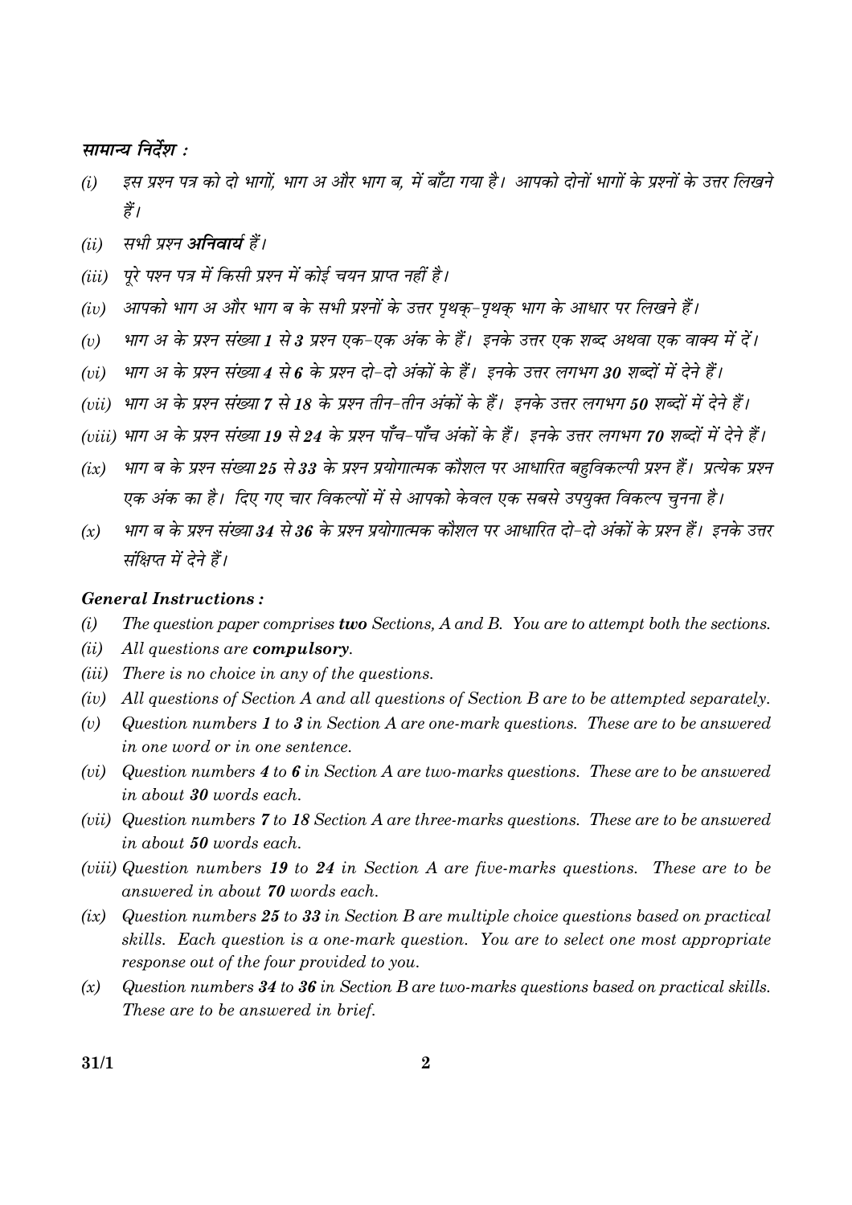### सामान्य निर्देश :

*(i)* इस प्रश्न पत्र को दो भागों, भाग अ और भाग ब, में बाँटा गया है। आपको दोनों भागों के प्रश्नों के उत्तर लिखने हैं।

*(ii)* सभी प्रश्न **अनिवार्य** हैं।

*(iii)* पूरे पश्न पत्र में किसी प्रश्न में कोई चयन प्राप्त नहीं है।

*(iv)* आपको भाग अ और भाग ब के सभी प्रश्नों के उत्तर पृथक्-पृथक् भाग के आधार पर लिखने हैं।

*(v)* भाग अ के प्रश्न संख्या **1** से **3** प्रश्न एक-एक अंक के हैं। इनके उत्तर एक शब्द अथवा एक वाक्य में दें।

*(vi)* भाग अ के प्रश्न संख्या **4** से **6** के प्रश्न दो-दो अंकों के हैं। इनके उत्तर लगभग **30** शब्दों में देने हैं।

*(vii)* भाग अ के प्रश्न संख्या **7** से **18** के प्रश्न तीन-तीन अंकों के हैं। इनके उत्तर लगभग **50** शब्दों में देने हैं।

*(viii)* भाग अ के प्रश्न संख्या **19** से **24** के प्रश्न पाँच-पाँच अंकों के हैं। इनके उत्तर लगभग **70** शब्दों में देने हैं।

*(ix)* भाग ब के प्रश्न संख्या **25** से **33** के प्रश्न प्रयोगात्मक कौशल पर आधारित बहुविकल्पी प्रश्न हैं। प्रत्येक प्रश्न एक अंक का है। दिए गए चार विकल्पों में से आपको केवल एक सबसे उपयुक्त विकल्प चुनना है।

*(x)* भाग ब के प्रश्न संख्या **34** से **36** के प्रश्न प्रयोगात्मक कौशल पर आधारित दो-दो अंकों के प्रश्न हैं। इनके उत्तर संक्षिप्त में देने हैं।

### *General Instructions :*

*(i)* *The question paper comprises* ***two*** *Sections, A and B. You are to attempt both the sections.*

*(ii)* *All questions are* ***compulsory****.*

*(iii)* *There is no choice in any of the questions.*

*(iv)* *All questions of Section A and all questions of Section B are to be attempted separately.*

*(v)* *Question numbers* ***1*** *to* ***3*** *in Section A are one-mark questions. These are to be answered in one word or in one sentence.*

*(vi)* *Question numbers* ***4*** *to* ***6*** *in Section A are two-marks questions. These are to be answered in about* ***30*** *words each.*

*(vii)* *Question numbers* ***7*** *to* ***18*** *Section A are three-marks questions. These are to be answered in about* ***50*** *words each.*

*(viii)* *Question numbers* ***19*** *to* ***24*** *in Section A are five-marks questions. These are to be answered in about* ***70*** *words each.*

*(ix)* *Question numbers* ***25*** *to* ***33*** *in Section B are multiple choice questions based on practical skills. Each question is a one-mark question. You are to select one most appropriate response out of the four provided to you.*

*(x)* *Question numbers* ***34*** *to* ***36*** *in Section B are two-marks questions based on practical skills. These are to be answered in brief.*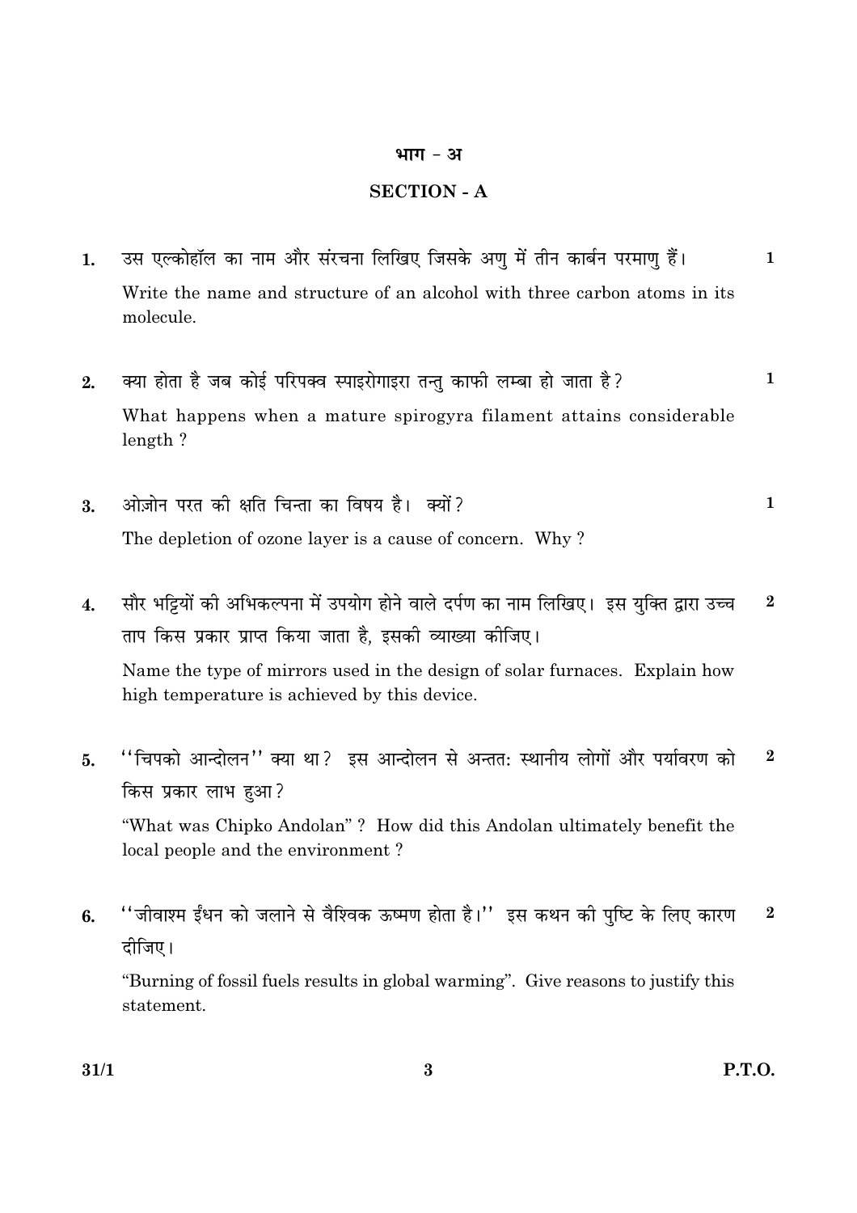## भाग - अ

## SECTION - A

1. उस एल्कोहॉल का नाम और संरचना लिखिए जिसके अणु में तीन कार्बन परमाणु हैं। **1**

   Write the name and structure of an alcohol with three carbon atoms in its molecule.

2. क्या होता है जब कोई परिपक्व स्पाइरोगाइरा तन्तु काफी लम्बा हो जाता है? **1**

   What happens when a mature spirogyra filament attains considerable length ?

3. ओज़ोन परत की क्षति चिन्ता का विषय है। क्यों? **1**

   The depletion of ozone layer is a cause of concern. Why ?

4. सौर भट्टियों की अभिकल्पना में उपयोग होने वाले दर्पण का नाम लिखिए। इस युक्ति द्वारा उच्च ताप किस प्रकार प्राप्त किया जाता है, इसकी व्याख्या कीजिए। **2**

   Name the type of mirrors used in the design of solar furnaces. Explain how high temperature is achieved by this device.

5. ''चिपको आन्दोलन'' क्या था? इस आन्दोलन से अन्ततः स्थानीय लोगों और पर्यावरण को किस प्रकार लाभ हुआ? **2**

   "What was Chipko Andolan" ? How did this Andolan ultimately benefit the local people and the environment ?

6. ''जीवाश्म ईंधन को जलाने से वैश्विक ऊष्मण होता है।'' इस कथन की पुष्टि के लिए कारण दीजिए। **2**

   "Burning of fossil fuels results in global warming". Give reasons to justify this statement.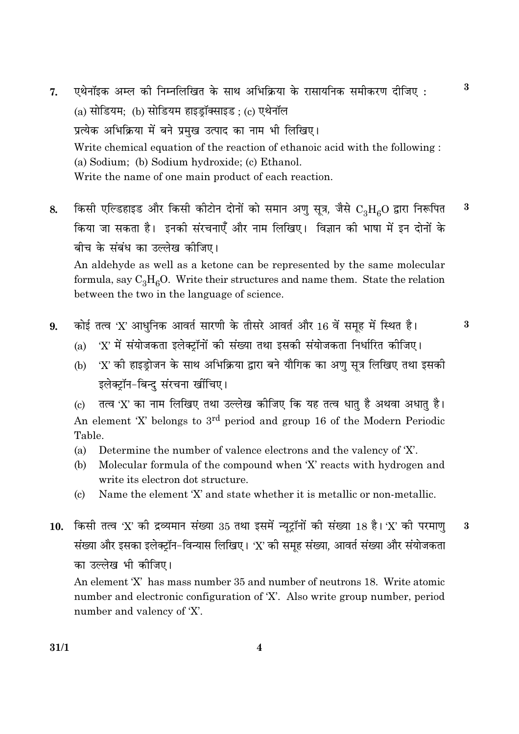7. एथेनॉइक अम्ल की निम्नलिखित के साथ अभिक्रिया के रासायनिक समीकरण दीजिए : **3**

   (a) सोडियम; (b) सोडियम हाइड्रॉक्साइड ; (c) एथेनॉल

   प्रत्येक अभिक्रिया में बने प्रमुख उत्पाद का नाम भी लिखिए।

   Write chemical equation of the reaction of ethanoic acid with the following :

   (a) Sodium; (b) Sodium hydroxide; (c) Ethanol.

   Write the name of one main product of each reaction.

8. किसी एल्डिहाइड और किसी कीटोन दोनों को समान अणु सूत्र, जैसे $C_3H_6O$ द्वारा निरूपित किया जा सकता है। इनकी संरचनाएँ और नाम लिखिए। विज्ञान की भाषा में इन दोनों के बीच के संबंध का उल्लेख कीजिए। **3**

   An aldehyde as well as a ketone can be represented by the same molecular formula, say $C_3H_6O$. Write their structures and name them. State the relation between the two in the language of science.

9. कोई तत्व 'X' आधुनिक आवर्त सारणी के तीसरे आवर्त और 16 वें समूह में स्थित है। **3**

   (a) 'X' में संयोजकता इलेक्ट्रॉनों की संख्या तथा इसकी संयोजकता निर्धारित कीजिए।

   (b) 'X' की हाइड्रोजन के साथ अभिक्रिया द्वारा बने यौगिक का अणु सूत्र लिखिए तथा इसकी इलेक्ट्रॉन-बिन्दु संरचना खींचिए।

   (c) तत्व 'X' का नाम लिखिए तथा उल्लेख कीजिए कि यह तत्व धातु है अथवा अधातु है।

   An element 'X' belongs to 3rd period and group 16 of the Modern Periodic Table.

   (a) Determine the number of valence electrons and the valency of 'X'.

   (b) Molecular formula of the compound when 'X' reacts with hydrogen and write its electron dot structure.

   (c) Name the element 'X' and state whether it is metallic or non-metallic.

10. किसी तत्व 'X' की द्रव्यमान संख्या 35 तथा इसमें न्यूट्रॉनों की संख्या 18 है। 'X' की परमाणु संख्या और इसका इलेक्ट्रॉन-विन्यास लिखिए। 'X' की समूह संख्या, आवर्त संख्या और संयोजकता का उल्लेख भी कीजिए। **3**

    An element 'X' has mass number 35 and number of neutrons 18. Write atomic number and electronic configuration of 'X'. Also write group number, period number and valency of 'X'.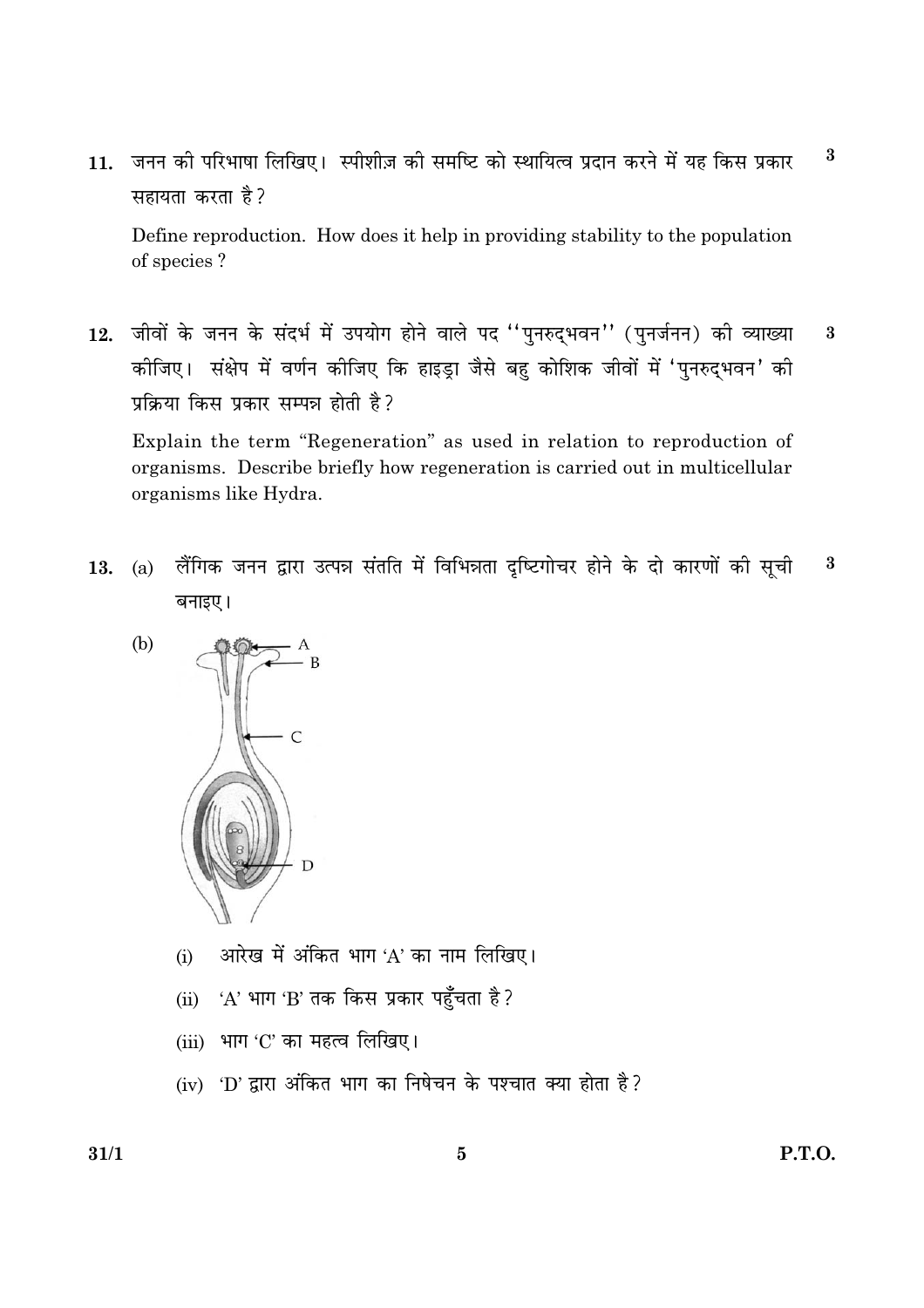**11.** जनन की परिभाषा लिखिए। स्पीशीज़ की समष्टि को स्थायित्व प्रदान करने में यह किस प्रकार सहायता करता है? **3**

Define reproduction. How does it help in providing stability to the population of species ?

**12.** जीवों के जनन के संदर्भ में उपयोग होने वाले पद "पुनरुद्भवन" (पुनर्जनन) की व्याख्या कीजिए। संक्षेप में वर्णन कीजिए कि हाइड्रा जैसे बहु कोशिक जीवों में 'पुनरुद्भवन' की प्रक्रिया किस प्रकार सम्पन्न होती है? **3**

Explain the term "Regeneration" as used in relation to reproduction of organisms. Describe briefly how regeneration is carried out in multicellular organisms like Hydra.

**13.** (a) लैंगिक जनन द्वारा उत्पन्न संतति में विभिन्नता दृष्टिगोचर होने के दो कारणों की सूची बनाइए। **3**

(b)

(i) आरेख में अंकित भाग 'A' का नाम लिखिए।

(ii) 'A' भाग 'B' तक किस प्रकार पहुँचता है?

(iii) भाग 'C' का महत्व लिखिए।

(iv) 'D' द्वारा अंकित भाग का निषेचन के पश्चात क्या होता है?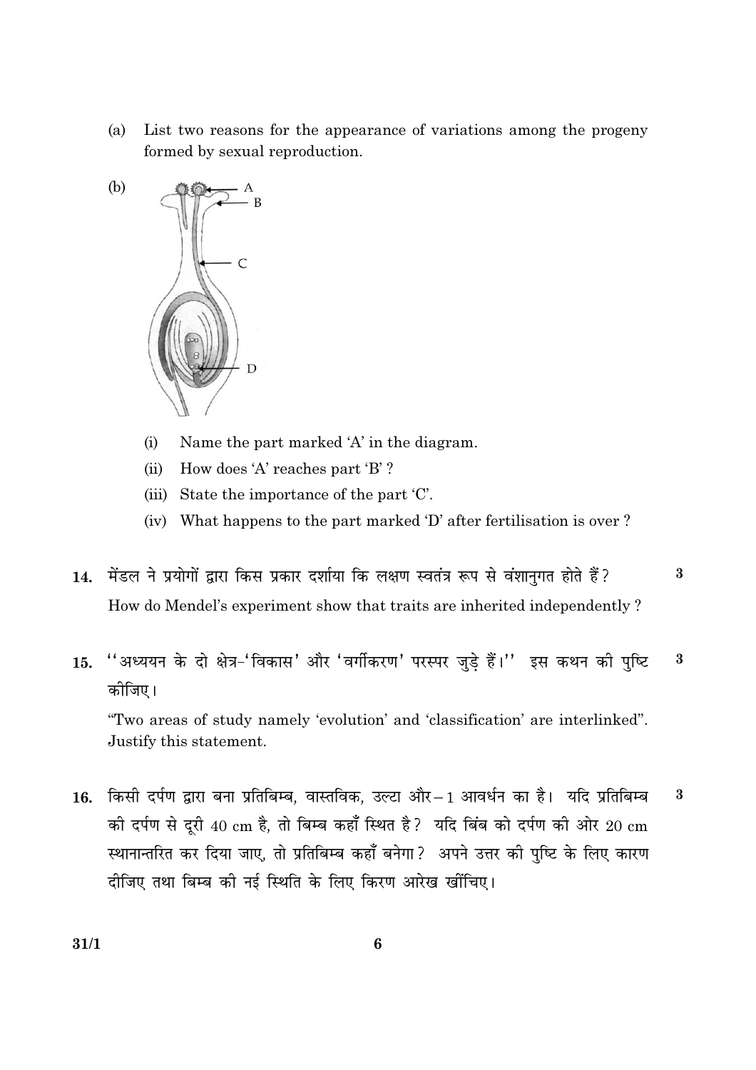(a) List two reasons for the appearance of variations among the progeny formed by sexual reproduction.

(b)

(i) Name the part marked 'A' in the diagram.

(ii) How does 'A' reaches part 'B' ?

(iii) State the importance of the part 'C'.

(iv) What happens to the part marked 'D' after fertilisation is over ?

**14.** मेंडल ने प्रयोगों द्वारा किस प्रकार दर्शाया कि लक्षण स्वतंत्र रूप से वंशानुगत होते हैं? **3**

How do Mendel's experiment show that traits are inherited independently ?

**15.** ''अध्ययन के दो क्षेत्र-'विकास' और 'वर्गीकरण' परस्पर जुड़े हैं।'' इस कथन की पुष्टि कीजिए। **3**

"Two areas of study namely 'evolution' and 'classification' are interlinked". Justify this statement.

**16.** किसी दर्पण द्वारा बना प्रतिबिम्ब, वास्तविक, उल्टा और $-1$ आवर्धन का है। यदि प्रतिबिम्ब की दर्पण से दूरी 40 cm है, तो बिम्ब कहाँ स्थित है? यदि बिंब को दर्पण की ओर 20 cm स्थानान्तरित कर दिया जाए, तो प्रतिबिम्ब कहाँ बनेगा? अपने उत्तर की पुष्टि के लिए कारण दीजिए तथा बिम्ब की नई स्थिति के लिए किरण आरेख खींचिए। **3**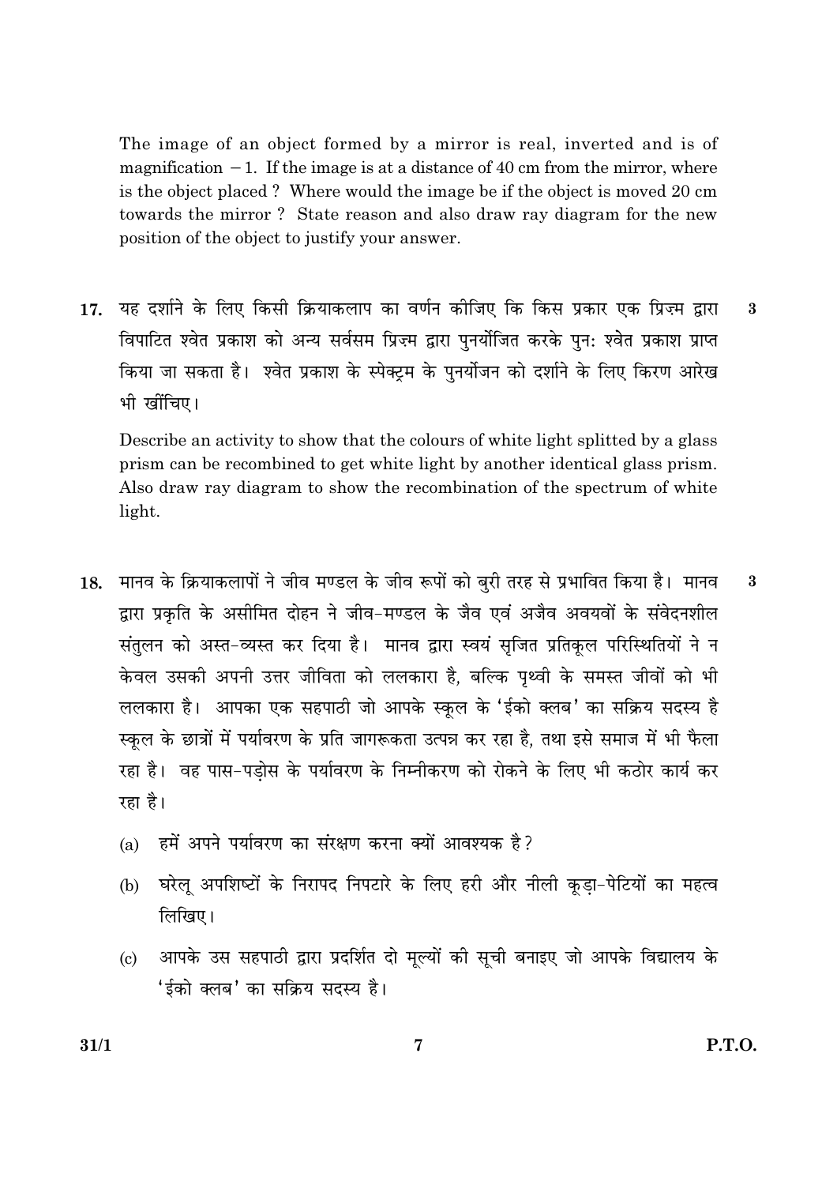The image of an object formed by a mirror is real, inverted and is of magnification $-1$. If the image is at a distance of 40 cm from the mirror, where is the object placed ? Where would the image be if the object is moved 20 cm towards the mirror ? State reason and also draw ray diagram for the new position of the object to justify your answer.

**17.** यह दर्शाने के लिए किसी क्रियाकलाप का वर्णन कीजिए कि किस प्रकार एक प्रिज़्म द्वारा विपाटित श्वेत प्रकाश को अन्य सर्वसम प्रिज़्म द्वारा पुनर्योजित करके पुनः श्वेत प्रकाश प्राप्त किया जा सकता है। श्वेत प्रकाश के स्पेक्ट्रम के पुनर्योजन को दर्शाने के लिए किरण आरेख भी खींचिए। **3**

Describe an activity to show that the colours of white light splitted by a glass prism can be recombined to get white light by another identical glass prism. Also draw ray diagram to show the recombination of the spectrum of white light.

**18.** मानव के क्रियाकलापों ने जीव मण्डल के जीव रूपों को बुरी तरह से प्रभावित किया है। मानव द्वारा प्रकृति के असीमित दोहन ने जीव-मण्डल के जैव एवं अजैव अवयवों के संवेदनशील संतुलन को अस्त-व्यस्त कर दिया है। मानव द्वारा स्वयं सृजित प्रतिकूल परिस्थितियों ने न केवल उसकी अपनी उत्तर जीविता को ललकारा है, बल्कि पृथ्वी के समस्त जीवों को भी ललकारा है। आपका एक सहपाठी जो आपके स्कूल के 'ईको क्लब' का सक्रिय सदस्य है स्कूल के छात्रों में पर्यावरण के प्रति जागरूकता उत्पन्न कर रहा है, तथा इसे समाज में भी फैला रहा है। वह पास-पड़ोस के पर्यावरण के निम्नीकरण को रोकने के लिए भी कठोर कार्य कर रहा है। **3**

(a) हमें अपने पर्यावरण का संरक्षण करना क्यों आवश्यक है?

(b) घरेलू अपशिष्टों के निरापद निपटारे के लिए हरी और नीली कूड़ा-पेटियों का महत्व लिखिए।

(c) आपके उस सहपाठी द्वारा प्रदर्शित दो मूल्यों की सूची बनाइए जो आपके विद्यालय के 'ईको क्लब' का सक्रिय सदस्य है।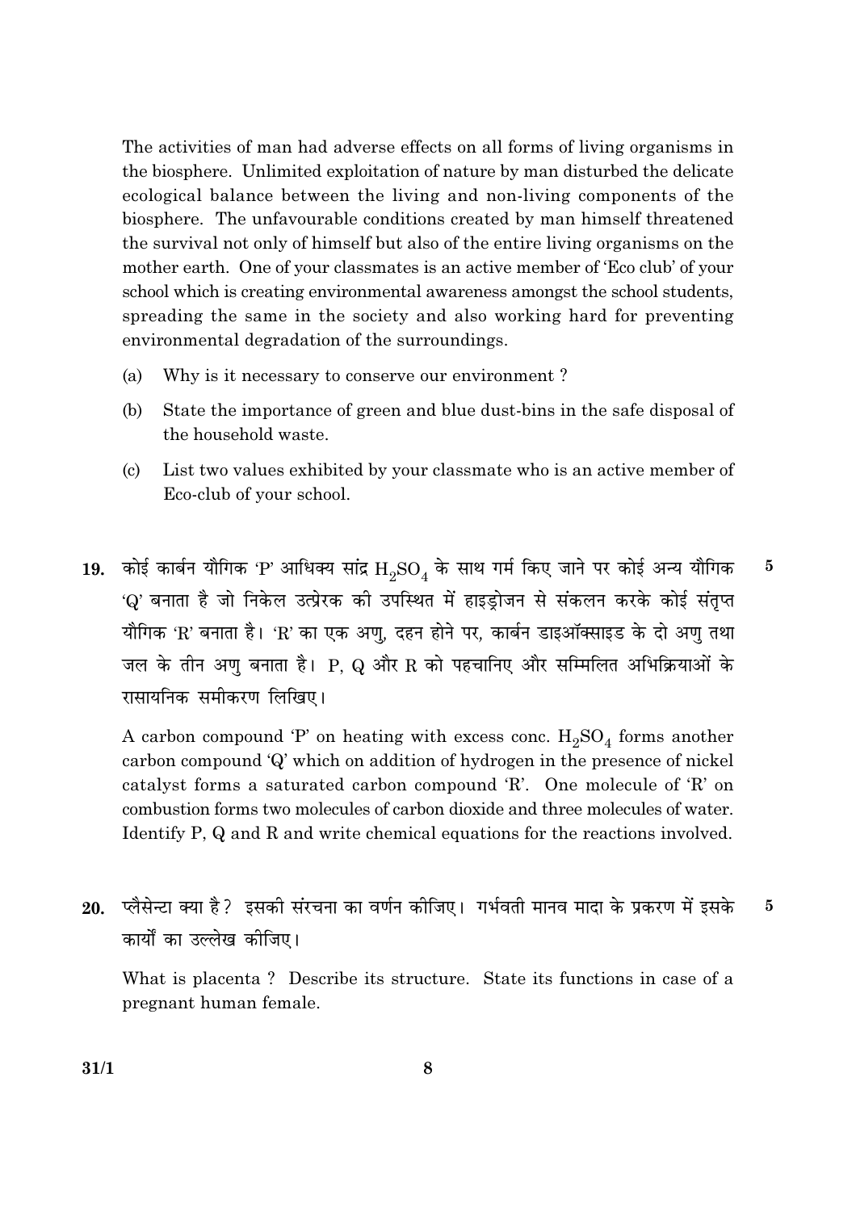The activities of man had adverse effects on all forms of living organisms in the biosphere. Unlimited exploitation of nature by man disturbed the delicate ecological balance between the living and non-living components of the biosphere. The unfavourable conditions created by man himself threatened the survival not only of himself but also of the entire living organisms on the mother earth. One of your classmates is an active member of 'Eco club' of your school which is creating environmental awareness amongst the school students, spreading the same in the society and also working hard for preventing environmental degradation of the surroundings.

(a) Why is it necessary to conserve our environment ?

(b) State the importance of green and blue dust-bins in the safe disposal of the household waste.

(c) List two values exhibited by your classmate who is an active member of Eco-club of your school.

19. कोई कार्बन यौगिक 'P' आधिक्य सांद्र $H_2SO_4$ के साथ गर्म किए जाने पर कोई अन्य यौगिक 'Q' बनाता है जो निकेल उत्प्रेरक की उपस्थित में हाइड्रोजन से संकलन करके कोई संतृप्त यौगिक 'R' बनाता है। 'R' का एक अणु, दहन होने पर, कार्बन डाइऑक्साइड के दो अणु तथा जल के तीन अणु बनाता है। P, Q और R को पहचानिए और सम्मिलित अभिक्रियाओं के रासायनिक समीकरण लिखिए। **5**

A carbon compound 'P' on heating with excess conc. $H_2SO_4$ forms another carbon compound 'Q' which on addition of hydrogen in the presence of nickel catalyst forms a saturated carbon compound 'R'. One molecule of 'R' on combustion forms two molecules of carbon dioxide and three molecules of water. Identify P, Q and R and write chemical equations for the reactions involved.

20. प्लैसेन्टा क्या है? इसकी संरचना का वर्णन कीजिए। गर्भवती मानव मादा के प्रकरण में इसके कार्यों का उल्लेख कीजिए। **5**

What is placenta ? Describe its structure. State its functions in case of a pregnant human female.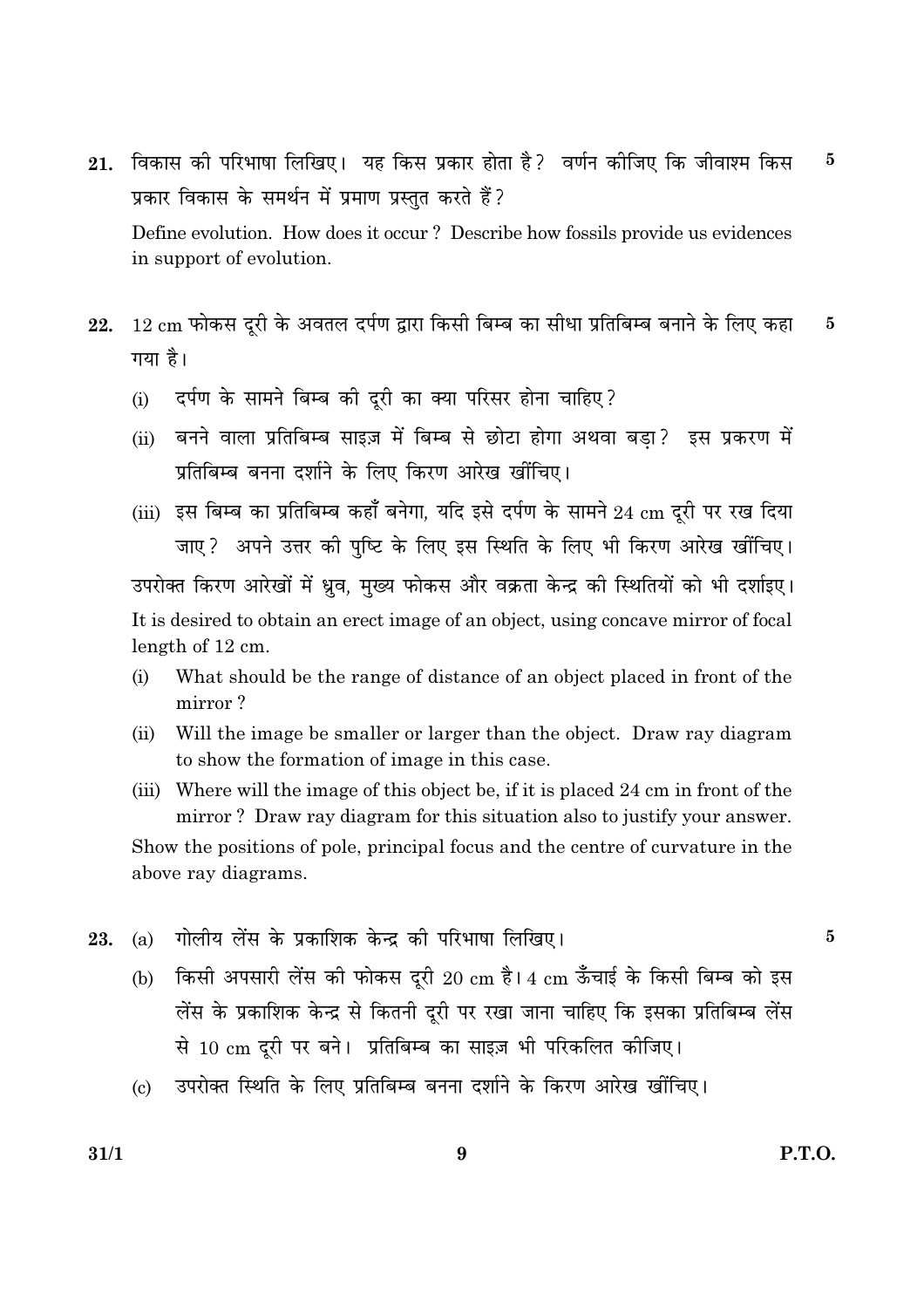**21.** विकास की परिभाषा लिखिए। यह किस प्रकार होता है? वर्णन कीजिए कि जीवाश्म किस प्रकार विकास के समर्थन में प्रमाण प्रस्तुत करते हैं? **5**

Define evolution. How does it occur? Describe how fossils provide us evidences in support of evolution.

**22.** 12 cm फोकस दूरी के अवतल दर्पण द्वारा किसी बिम्ब का सीधा प्रतिबिम्ब बनाने के लिए कहा गया है। **5**

(i) दर्पण के सामने बिम्ब की दूरी का क्या परिसर होना चाहिए?

(ii) बनने वाला प्रतिबिम्ब साइज़ में बिम्ब से छोटा होगा अथवा बड़ा? इस प्रकरण में प्रतिबिम्ब बनना दर्शाने के लिए किरण आरेख खींचिए।

(iii) इस बिम्ब का प्रतिबिम्ब कहाँ बनेगा, यदि इसे दर्पण के सामने 24 cm दूरी पर रख दिया जाए? अपने उत्तर की पुष्टि के लिए इस स्थिति के लिए भी किरण आरेख खींचिए।

उपरोक्त किरण आरेखों में ध्रुव, मुख्य फोकस और वक्रता केन्द्र की स्थितियों को भी दर्शाइए।

It is desired to obtain an erect image of an object, using concave mirror of focal length of 12 cm.

(i) What should be the range of distance of an object placed in front of the mirror?

(ii) Will the image be smaller or larger than the object. Draw ray diagram to show the formation of image in this case.

(iii) Where will the image of this object be, if it is placed 24 cm in front of the mirror? Draw ray diagram for this situation also to justify your answer.

Show the positions of pole, principal focus and the centre of curvature in the above ray diagrams.

**23.** (a) गोलीय लेंस के प्रकाशिक केन्द्र की परिभाषा लिखिए। **5**

(b) किसी अपसारी लेंस की फोकस दूरी 20 cm है। 4 cm ऊँचाई के किसी बिम्ब को इस लेंस के प्रकाशिक केन्द्र से कितनी दूरी पर रखा जाना चाहिए कि इसका प्रतिबिम्ब लेंस से 10 cm दूरी पर बने। प्रतिबिम्ब का साइज़ भी परिकलित कीजिए।

(c) उपरोक्त स्थिति के लिए प्रतिबिम्ब बनना दर्शाने के किरण आरेख खींचिए।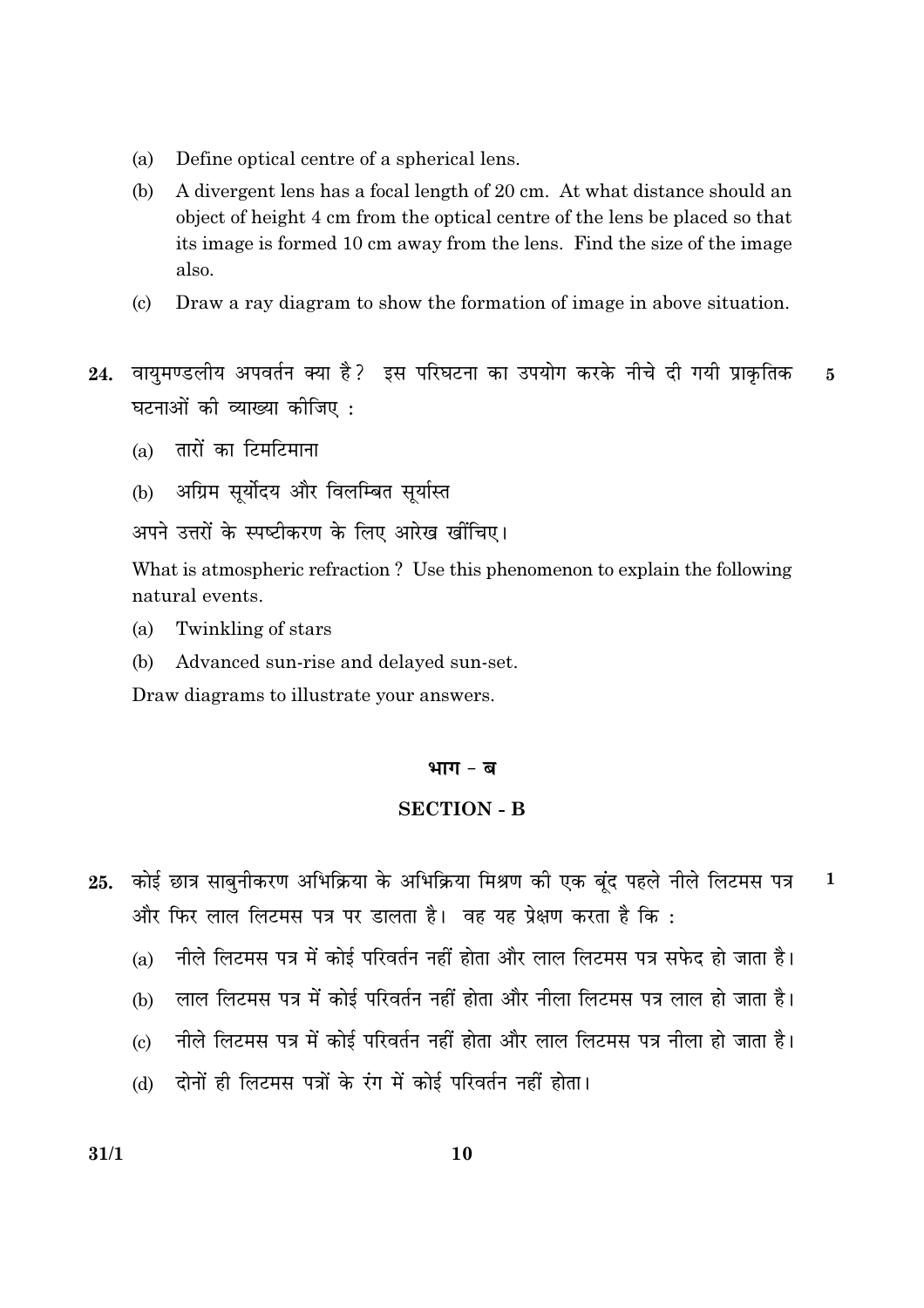(a) Define optical centre of a spherical lens.

(b) A divergent lens has a focal length of 20 cm. At what distance should an object of height 4 cm from the optical centre of the lens be placed so that its image is formed 10 cm away from the lens. Find the size of the image also.

(c) Draw a ray diagram to show the formation of image in above situation.

**24.** वायुमण्डलीय अपवर्तन क्या है? इस परिघटना का उपयोग करके नीचे दी गयी प्राकृतिक घटनाओं की व्याख्या कीजिए : **5**

(a) तारों का टिमटिमाना

(b) अग्रिम सूर्योदय और विलम्बित सूर्यास्त

अपने उत्तरों के स्पष्टीकरण के लिए आरेख खींचिए।

What is atmospheric refraction ? Use this phenomenon to explain the following natural events.

(a) Twinkling of stars

(b) Advanced sun-rise and delayed sun-set.

Draw diagrams to illustrate your answers.

## भाग - ब

## SECTION - B

**25.** कोई छात्र साबुनीकरण अभिक्रिया के अभिक्रिया मिश्रण की एक बूंद पहले नीले लिटमस पत्र और फिर लाल लिटमस पत्र पर डालता है। वह यह प्रेक्षण करता है कि : **1**

(a) नीले लिटमस पत्र में कोई परिवर्तन नहीं होता और लाल लिटमस पत्र सफेद हो जाता है।

(b) लाल लिटमस पत्र में कोई परिवर्तन नहीं होता और नीला लिटमस पत्र लाल हो जाता है।

(c) नीले लिटमस पत्र में कोई परिवर्तन नहीं होता और लाल लिटमस पत्र नीला हो जाता है।

(d) दोनों ही लिटमस पत्रों के रंग में कोई परिवर्तन नहीं होता।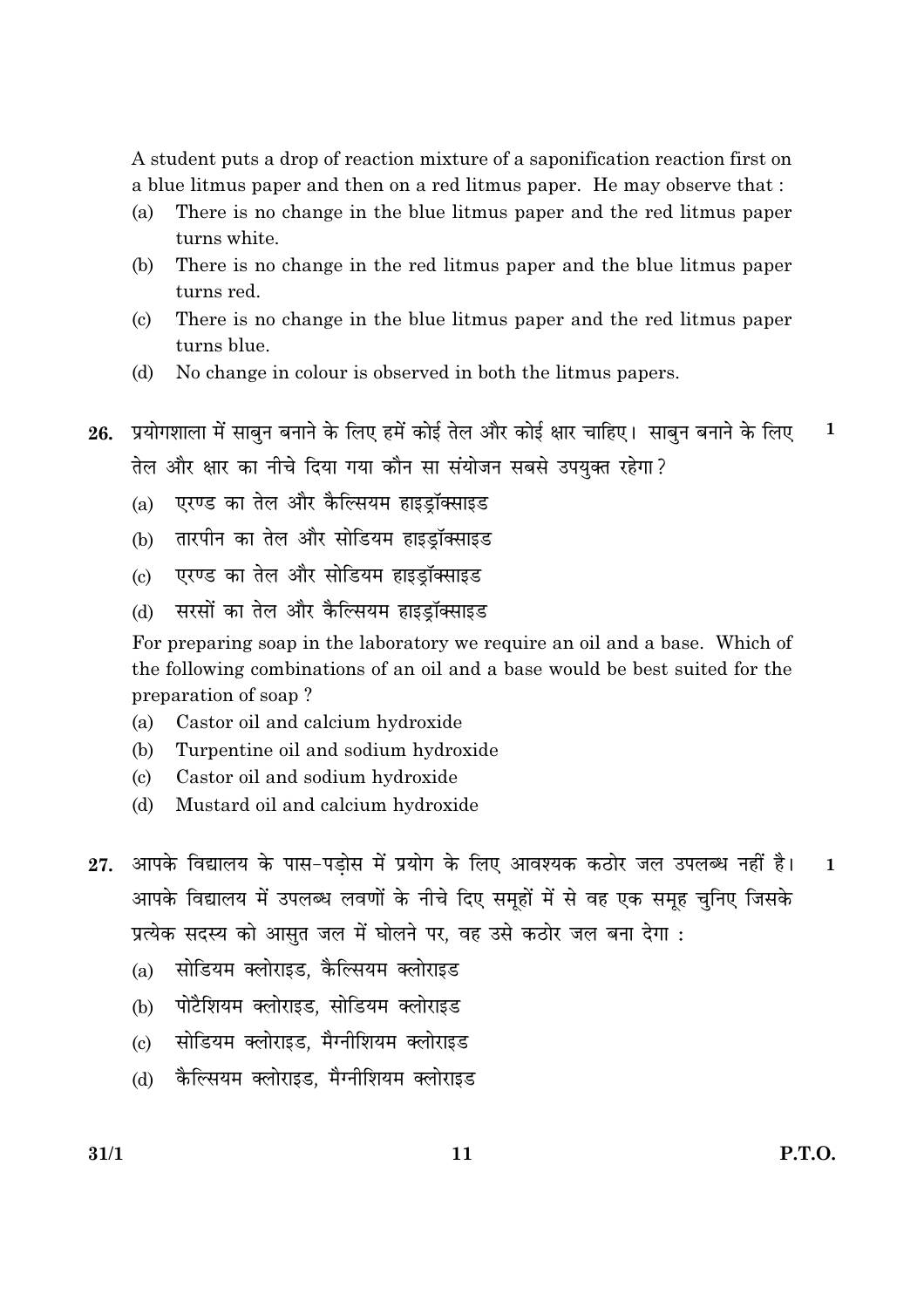A student puts a drop of reaction mixture of a saponification reaction first on a blue litmus paper and then on a red litmus paper. He may observe that :

(a) There is no change in the blue litmus paper and the red litmus paper turns white.

(b) There is no change in the red litmus paper and the blue litmus paper turns red.

(c) There is no change in the blue litmus paper and the red litmus paper turns blue.

(d) No change in colour is observed in both the litmus papers.

**26.** प्रयोगशाला में साबुन बनाने के लिए हमें कोई तेल और कोई क्षार चाहिए। साबुन बनाने के लिए तेल और क्षार का नीचे दिया गया कौन सा संयोजन सबसे उपयुक्त रहेगा? **1**

(a) एरण्ड का तेल और कैल्सियम हाइड्रॉक्साइड

(b) तारपीन का तेल और सोडियम हाइड्रॉक्साइड

(c) एरण्ड का तेल और सोडियम हाइड्रॉक्साइड

(d) सरसों का तेल और कैल्सियम हाइड्रॉक्साइड

For preparing soap in the laboratory we require an oil and a base. Which of the following combinations of an oil and a base would be best suited for the preparation of soap ?

(a) Castor oil and calcium hydroxide

(b) Turpentine oil and sodium hydroxide

(c) Castor oil and sodium hydroxide

(d) Mustard oil and calcium hydroxide

**27.** आपके विद्यालय के पास-पड़ोस में प्रयोग के लिए आवश्यक कठोर जल उपलब्ध नहीं है। आपके विद्यालय में उपलब्ध लवणों के नीचे दिए समूहों में से वह एक समूह चुनिए जिसके प्रत्येक सदस्य को आसुत जल में घोलने पर, वह उसे कठोर जल बना देगा : **1**

(a) सोडियम क्लोराइड, कैल्सियम क्लोराइड

(b) पोटैशियम क्लोराइड, सोडियम क्लोराइड

(c) सोडियम क्लोराइड, मैग्नीशियम क्लोराइड

(d) कैल्सियम क्लोराइड, मैग्नीशियम क्लोराइड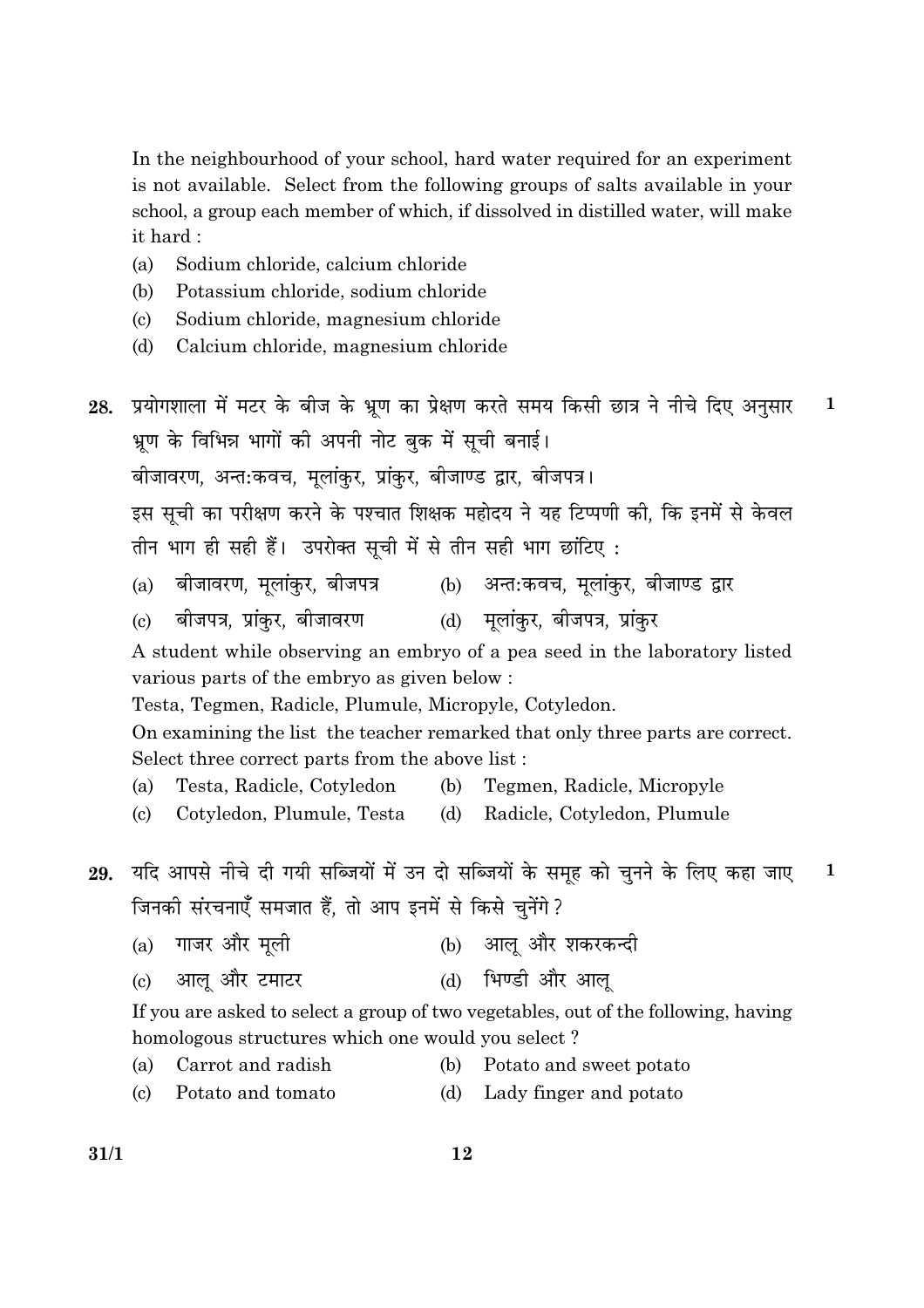In the neighbourhood of your school, hard water required for an experiment is not available. Select from the following groups of salts available in your school, a group each member of which, if dissolved in distilled water, will make it hard :

(a) Sodium chloride, calcium chloride

(b) Potassium chloride, sodium chloride

(c) Sodium chloride, magnesium chloride

(d) Calcium chloride, magnesium chloride

**28.** प्रयोगशाला में मटर के बीज के भ्रूण का प्रेक्षण करते समय किसी छात्र ने नीचे दिए अनुसार भ्रूण के विभिन्न भागों की अपनी नोट बुक में सूची बनाई। **1**

बीजावरण, अन्तःकवच, मूलांकुर, प्रांकुर, बीजाण्ड द्वार, बीजपत्र।

इस सूची का परीक्षण करने के पश्चात शिक्षक महोदय ने यह टिप्पणी की, कि इनमें से केवल तीन भाग ही सही हैं। उपरोक्त सूची में से तीन सही भाग छांटिए :

(a) बीजावरण, मूलांकुर, बीजपत्र

(b) अन्तःकवच, मूलांकुर, बीजाण्ड द्वार

(c) बीजपत्र, प्रांकुर, बीजावरण

(d) मूलांकुर, बीजपत्र, प्रांकुर

A student while observing an embryo of a pea seed in the laboratory listed various parts of the embryo as given below :

Testa, Tegmen, Radicle, Plumule, Micropyle, Cotyledon.

On examining the list the teacher remarked that only three parts are correct. Select three correct parts from the above list :

(a) Testa, Radicle, Cotyledon

(b) Tegmen, Radicle, Micropyle

(c) Cotyledon, Plumule, Testa

(d) Radicle, Cotyledon, Plumule

**29.** यदि आपसे नीचे दी गयी सब्जियों में उन दो सब्जियों के समूह को चुनने के लिए कहा जाए जिनकी संरचनाएँ समजात हैं, तो आप इनमें से किसे चुनेंगे ? **1**

(a) गाजर और मूली

(b) आलू और शकरकन्दी

(c) आलू और टमाटर

(d) भिण्डी और आलू

If you are asked to select a group of two vegetables, out of the following, having homologous structures which one would you select ?

(a) Carrot and radish

(b) Potato and sweet potato

(c) Potato and tomato

(d) Lady finger and potato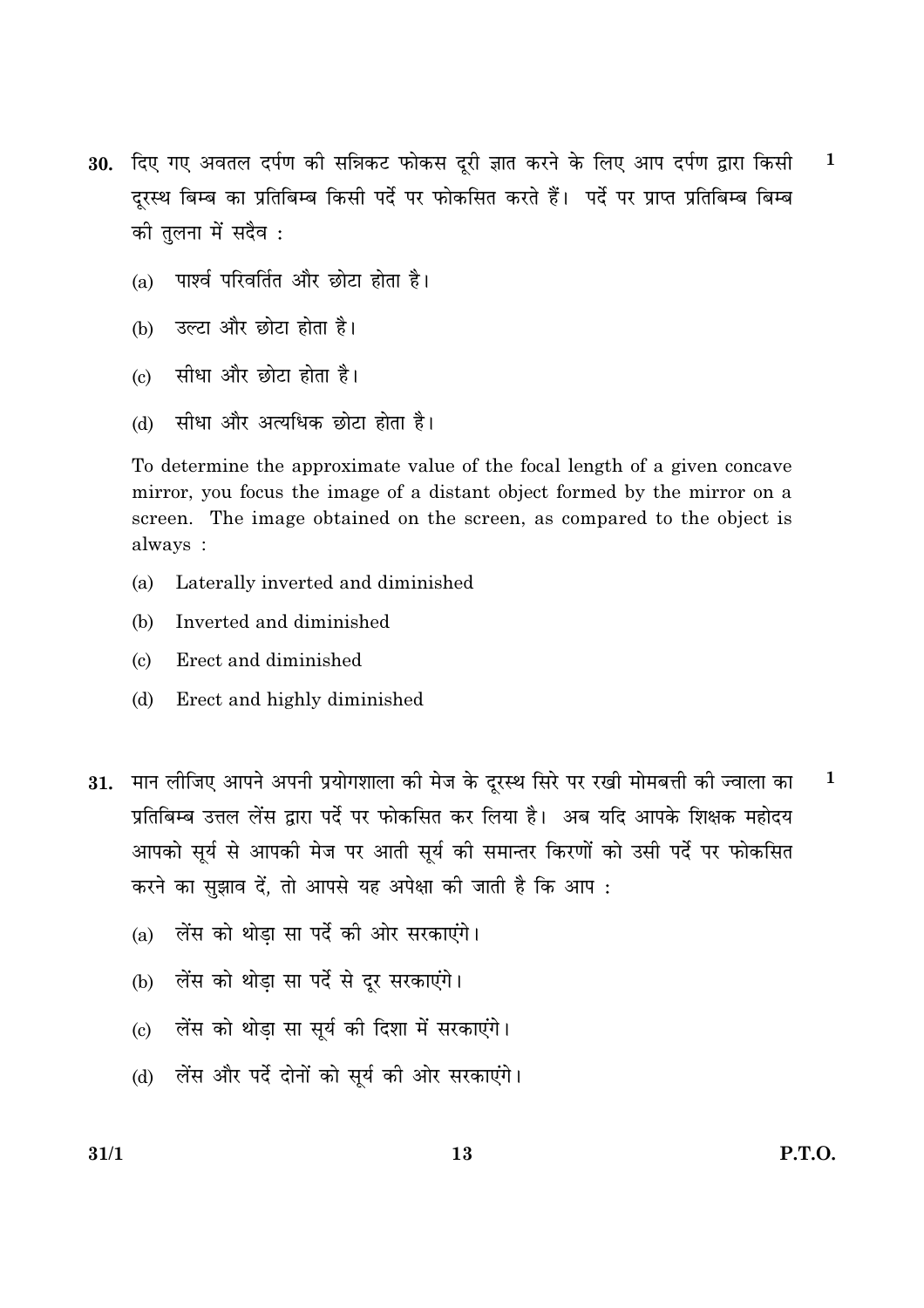30. दिए गए अवतल दर्पण की सन्निकट फोकस दूरी ज्ञात करने के लिए आप दर्पण द्वारा किसी दूरस्थ बिम्ब का प्रतिबिम्ब किसी पर्दे पर फोकसित करते हैं। पर्दे पर प्राप्त प्रतिबिम्ब बिम्ब की तुलना में सदैव : **1**

(a) पार्श्व परिवर्तित और छोटा होता है।

(b) उल्टा और छोटा होता है।

(c) सीधा और छोटा होता है।

(d) सीधा और अत्यधिक छोटा होता है।

To determine the approximate value of the focal length of a given concave mirror, you focus the image of a distant object formed by the mirror on a screen. The image obtained on the screen, as compared to the object is always :

(a) Laterally inverted and diminished

(b) Inverted and diminished

(c) Erect and diminished

(d) Erect and highly diminished

31. मान लीजिए आपने अपनी प्रयोगशाला की मेज के दूरस्थ सिरे पर रखी मोमबत्ती की ज्वाला का प्रतिबिम्ब उत्तल लेंस द्वारा पर्दे पर फोकसित कर लिया है। अब यदि आपके शिक्षक महोदय आपको सूर्य से आपकी मेज पर आती सूर्य की समान्तर किरणों को उसी पर्दे पर फोकसित करने का सुझाव दें, तो आपसे यह अपेक्षा की जाती है कि आप : **1**

(a) लेंस को थोड़ा सा पर्दे की ओर सरकाएंगे।

(b) लेंस को थोड़ा सा पर्दे से दूर सरकाएंगे।

(c) लेंस को थोड़ा सा सूर्य की दिशा में सरकाएंगे।

(d) लेंस और पर्दे दोनों को सूर्य की ओर सरकाएंगे।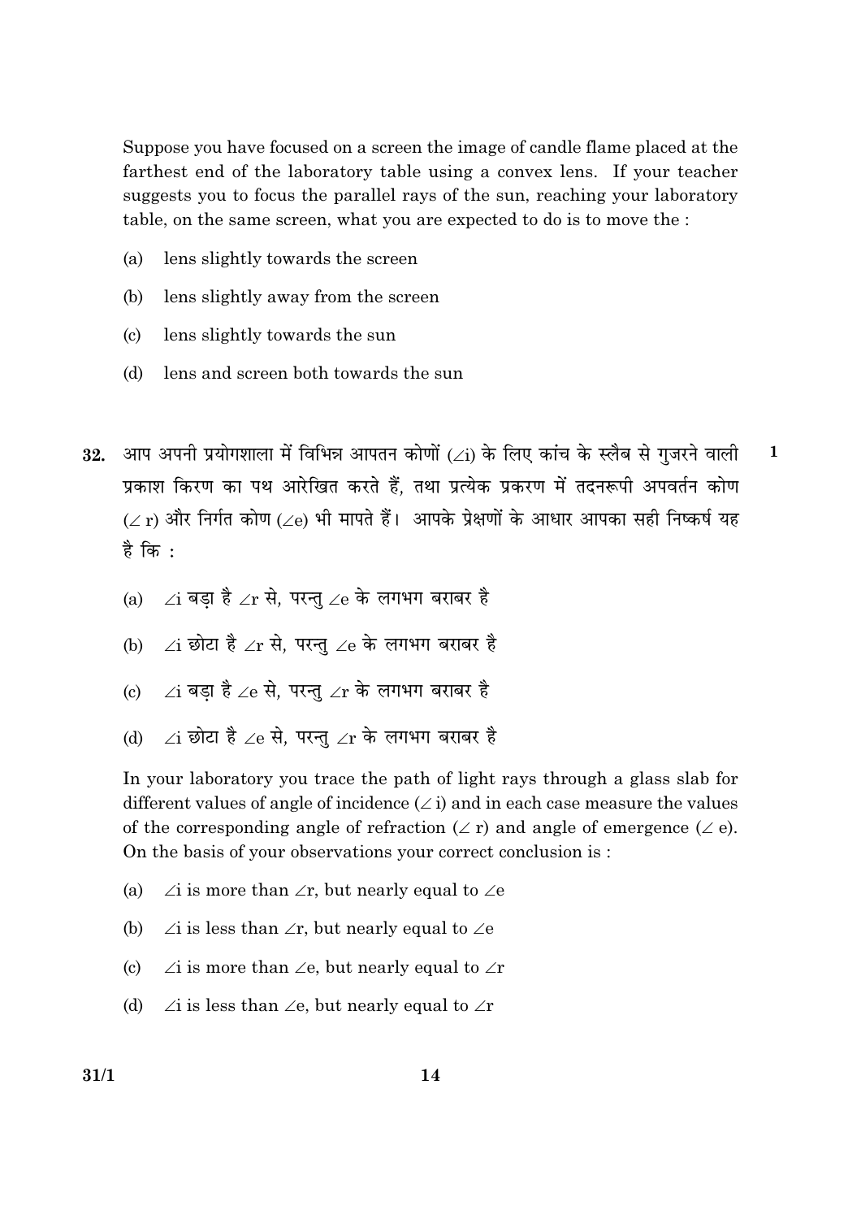Suppose you have focused on a screen the image of candle flame placed at the farthest end of the laboratory table using a convex lens. If your teacher suggests you to focus the parallel rays of the sun, reaching your laboratory table, on the same screen, what you are expected to do is to move the :

(a) lens slightly towards the screen

(b) lens slightly away from the screen

(c) lens slightly towards the sun

(d) lens and screen both towards the sun

**32.** आप अपनी प्रयोगशाला में विभिन्न आपतन कोणों ($\angle$i) के लिए कांच के स्लैब से गुजरने वाली प्रकाश किरण का पथ आरेखित करते हैं, तथा प्रत्येक प्रकरण में तदनरूपी अपवर्तन कोण ($\angle$r) और निर्गत कोण ($\angle$e) भी मापते हैं। आपके प्रेक्षणों के आधार आपका सही निष्कर्ष यह है कि : **1**

(a) $\angle$i बड़ा है $\angle$r से, परन्तु $\angle$e के लगभग बराबर है

(b) $\angle$i छोटा है $\angle$r से, परन्तु $\angle$e के लगभग बराबर है

(c) $\angle$i बड़ा है $\angle$e से, परन्तु $\angle$r के लगभग बराबर है

(d) $\angle$i छोटा है $\angle$e से, परन्तु $\angle$r के लगभग बराबर है

In your laboratory you trace the path of light rays through a glass slab for different values of angle of incidence ($\angle$i) and in each case measure the values of the corresponding angle of refraction ($\angle$r) and angle of emergence ($\angle$e). On the basis of your observations your correct conclusion is :

(a) $\angle$i is more than $\angle$r, but nearly equal to $\angle$e

(b) $\angle$i is less than $\angle$r, but nearly equal to $\angle$e

(c) $\angle$i is more than $\angle$e, but nearly equal to $\angle$r

(d) $\angle$i is less than $\angle$e, but nearly equal to $\angle$r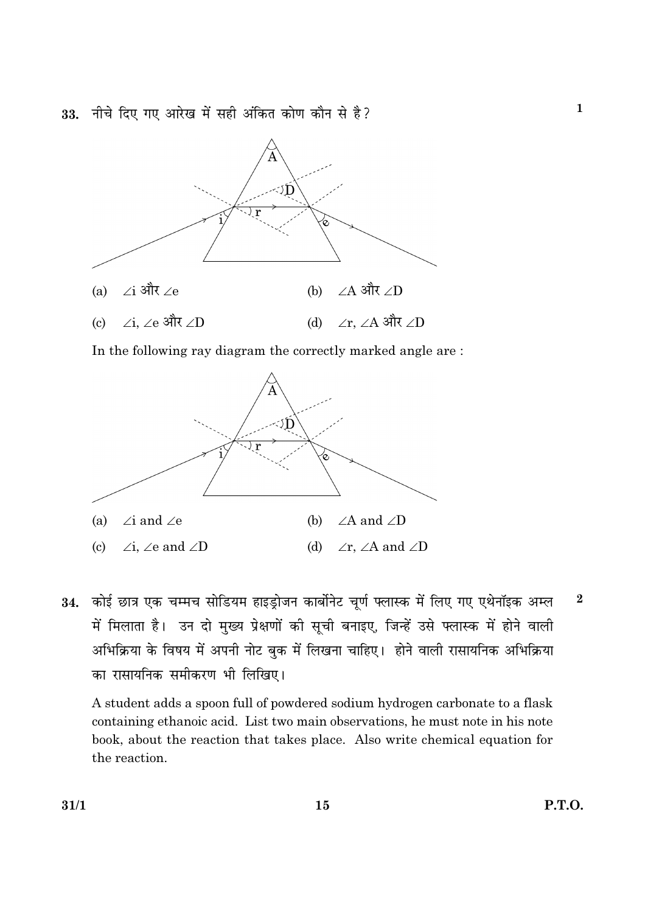33. नीचे दिए गए आरेख में सही अंकित कोण कौन से है?

1

(a) $\angle$i और $\angle$e

(b) $\angle$A और $\angle$D

(c) $\angle$i, $\angle$e और $\angle$D

(d) $\angle$r, $\angle$A और $\angle$D

In the following ray diagram the correctly marked angle are :

(a) $\angle$i and $\angle$e

(b) $\angle$A and $\angle$D

(c) $\angle$i, $\angle$e and $\angle$D

(d) $\angle$r, $\angle$A and $\angle$D

34. कोई छात्र एक चम्मच सोडियम हाइड्रोजन कार्बोनेट चूर्ण फ्लास्क में लिए गए एथेनॉइक अम्ल में मिलाता है। उन दो मुख्य प्रेक्षणों की सूची बनाइए, जिन्हें उसे फ्लास्क में होने वाली अभिक्रिया के विषय में अपनी नोट बुक में लिखना चाहिए। होने वाली रासायनिक अभिक्रिया का रासायनिक समीकरण भी लिखिए।

2

A student adds a spoon full of powdered sodium hydrogen carbonate to a flask containing ethanoic acid. List two main observations, he must note in his note book, about the reaction that takes place. Also write chemical equation for the reaction.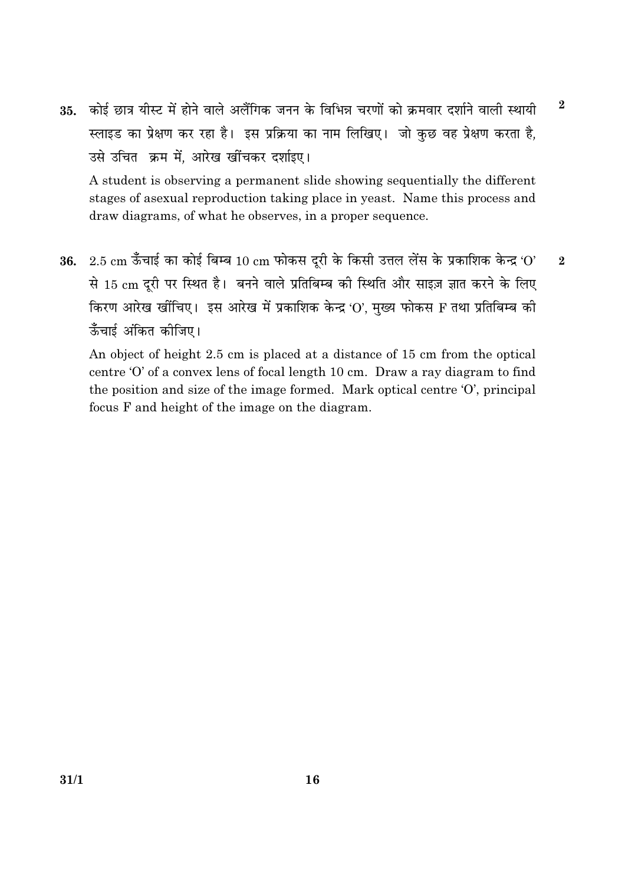**35.** कोई छात्र यीस्ट में होने वाले अलैंगिक जनन के विभिन्न चरणों को क्रमवार दर्शाने वाली स्थायी स्लाइड का प्रेक्षण कर रहा है। इस प्रक्रिया का नाम लिखिए। जो कुछ वह प्रेक्षण करता है, उसे उचित क्रम में, आरेख खींचकर दर्शाइए। **2**

A student is observing a permanent slide showing sequentially the different stages of asexual reproduction taking place in yeast. Name this process and draw diagrams, of what he observes, in a proper sequence.

**36.** 2.5 cm ऊँचाई का कोई बिम्ब 10 cm फोकस दूरी के किसी उत्तल लेंस के प्रकाशिक केन्द्र 'O' से 15 cm दूरी पर स्थित है। बनने वाले प्रतिबिम्ब की स्थिति और साइज़ ज्ञात करने के लिए किरण आरेख खींचिए। इस आरेख में प्रकाशिक केन्द्र 'O', मुख्य फोकस F तथा प्रतिबिम्ब की ऊँचाई अंकित कीजिए। **2**

An object of height 2.5 cm is placed at a distance of 15 cm from the optical centre 'O' of a convex lens of focal length 10 cm. Draw a ray diagram to find the position and size of the image formed. Mark optical centre 'O', principal focus F and height of the image on the diagram.